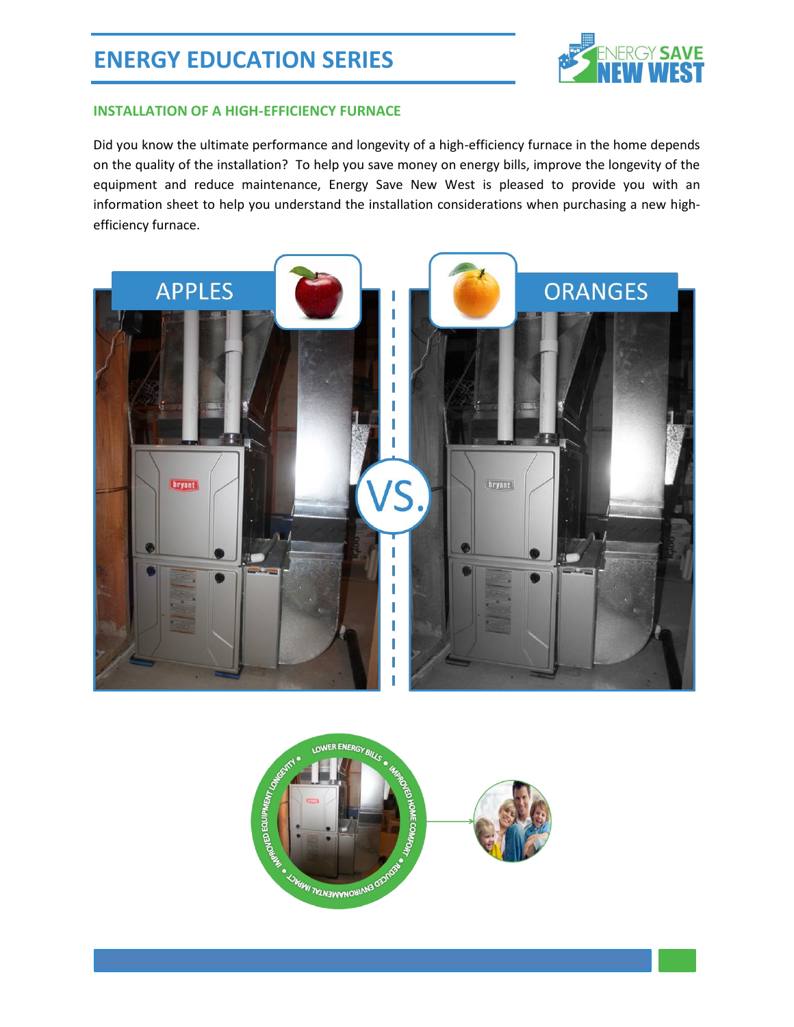# ENERGY EDUCATION SERIES

### INSTALLATION OF A HIGH-EFFICIENCY FURNACE

Did you know the ultimate performance and longevity of a high-efficiency furnace in the home depends on the quality of the installation? To help you save money on energy bills, improve the longevity of the equipment and reduce maintenance, Energy Save New West is pleased to provide you with an information sheet to help you understand the installation considerations when purchasing a new high-efficiency furnace.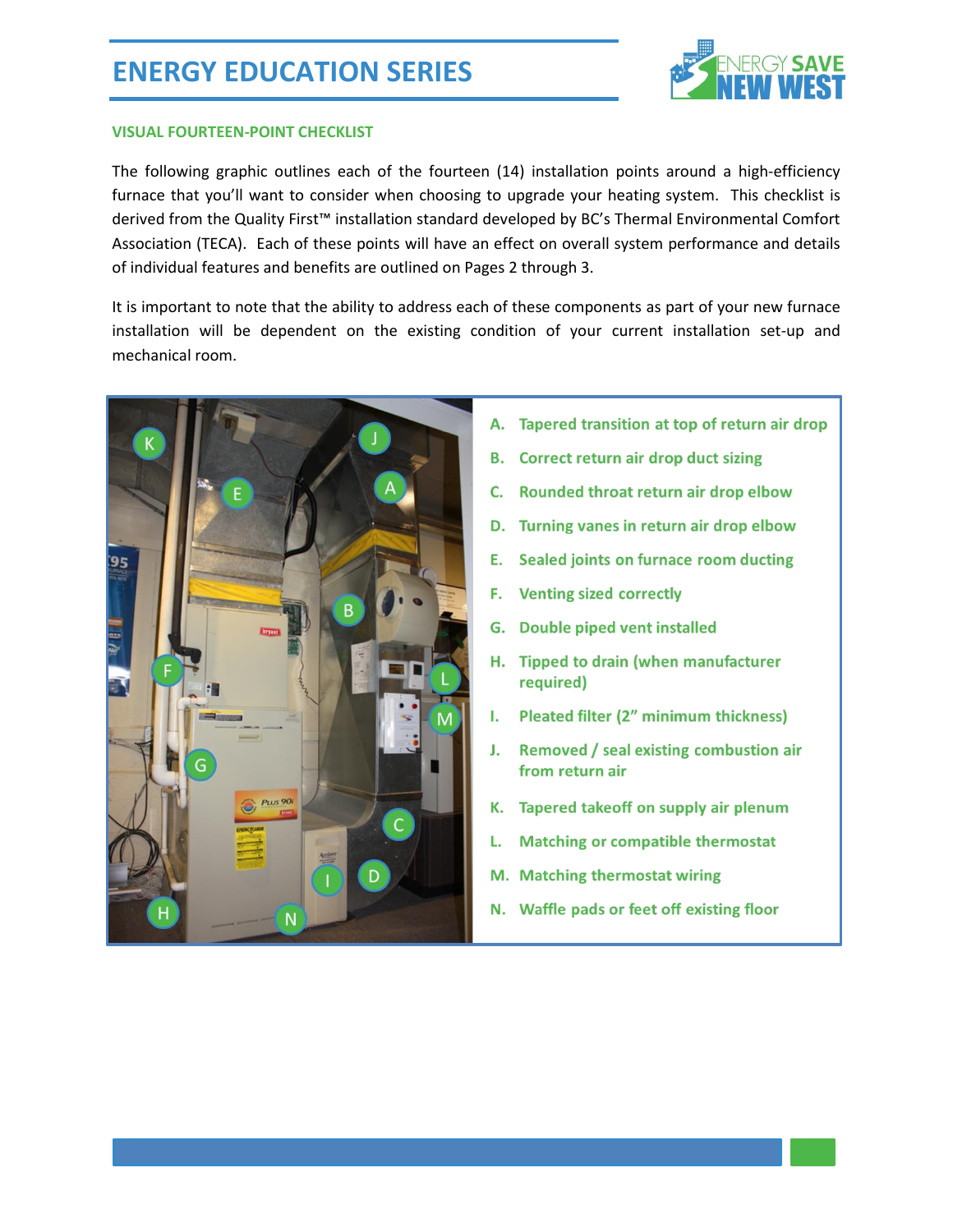# ENERGY EDUCATION SERIES

## VISUAL FOURTEEN-POINT CHECKLIST

The following graphic outlines each of the fourteen (14) installation points around a high-efficiency furnace that you'll want to consider when choosing to upgrade your heating system. This checklist is derived from the Quality First™ installation standard developed by BC's Thermal Environmental Comfort Association (TECA). Each of these points will have an effect on overall system performance and details of individual features and benefits are outlined on Pages 2 through 3.

It is important to note that the ability to address each of these components as part of your new furnace installation will be dependent on the existing condition of your current installation set-up and mechanical room.

- **A. Tapered transition at top of return air drop**
- **B. Correct return air drop duct sizing**
- **C. Rounded throat return air drop elbow**
- **D. Turning vanes in return air drop elbow**
- **E. Sealed joints on furnace room ducting**
- **F. Venting sized correctly**
- **G. Double piped vent installed**
- **H. Tipped to drain (when manufacturer required)**
- **I. Pleated filter (2" minimum thickness)**
- **J. Removed / seal existing combustion air from return air**
- **K. Tapered takeoff on supply air plenum**
- **L. Matching or compatible thermostat**
- **M. Matching thermostat wiring**
- **N. Waffle pads or feet off existing floor**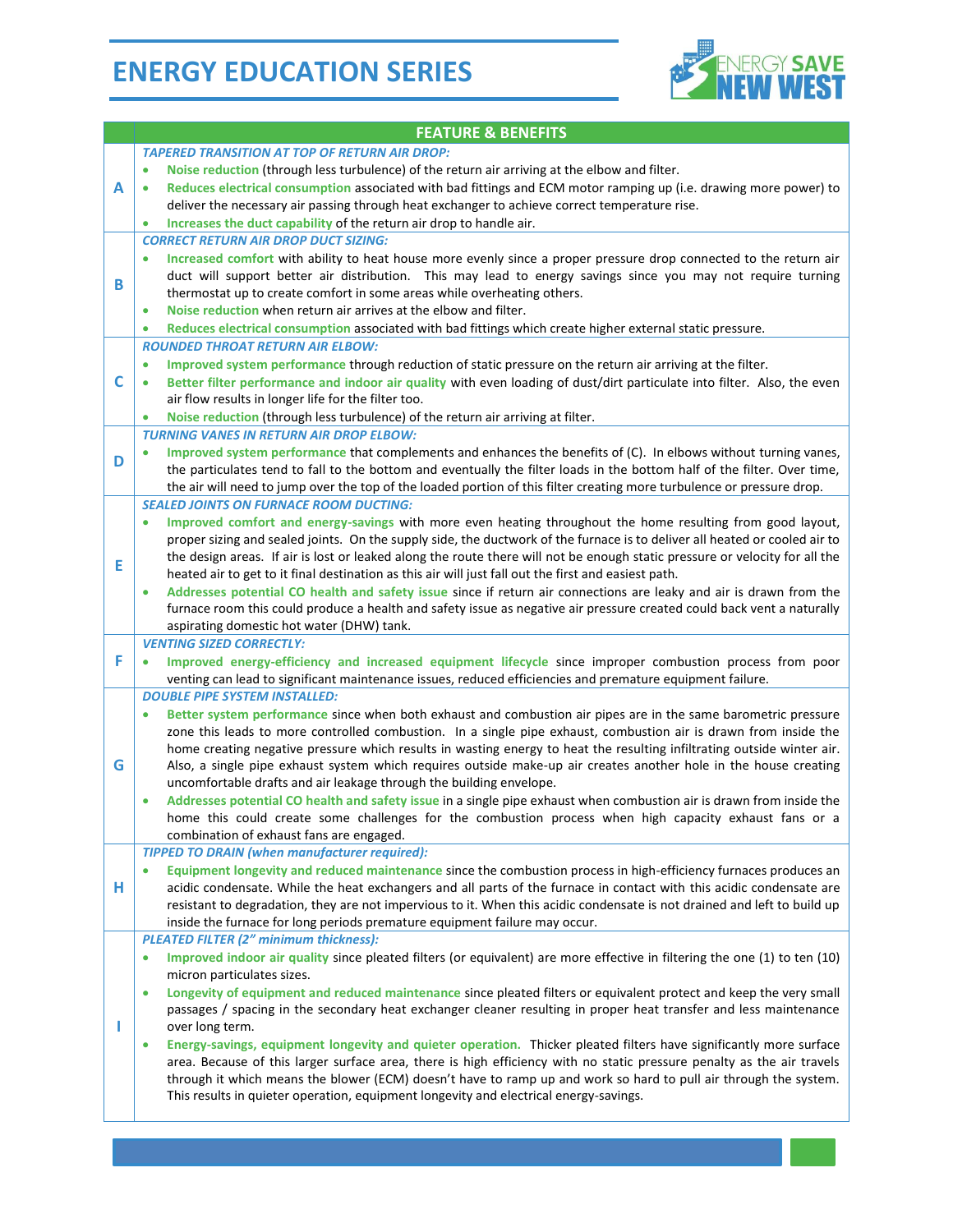# ENERGY EDUCATION SERIES

| | FEATURE & BENEFITS |
|---|---|
| **A** | ***TAPERED TRANSITION AT TOP OF RETURN AIR DROP:*** <br>• **Noise reduction** (through less turbulence) of the return air arriving at the elbow and filter. <br>• **Reduces electrical consumption** associated with bad fittings and ECM motor ramping up (i.e. drawing more power) to deliver the necessary air passing through heat exchanger to achieve correct temperature rise. <br>• **Increases the duct capability** of the return air drop to handle air. |
| **B** | ***CORRECT RETURN AIR DROP DUCT SIZING:*** <br>• **Increased comfort** with ability to heat house more evenly since a proper pressure drop connected to the return air duct will support better air distribution. This may lead to energy savings since you may not require turning thermostat up to create comfort in some areas while overheating others. <br>• **Noise reduction** when return air arrives at the elbow and filter. <br>• **Reduces electrical consumption** associated with bad fittings which create higher external static pressure. |
| **C** | ***ROUNDED THROAT RETURN AIR ELBOW:*** <br>• **Improved system performance** through reduction of static pressure on the return air arriving at the filter. <br>• **Better filter performance and indoor air quality** with even loading of dust/dirt particulate into filter. Also, the even air flow results in longer life for the filter too. <br>• **Noise reduction** (through less turbulence) of the return air arriving at filter. |
| **D** | ***TURNING VANES IN RETURN AIR DROP ELBOW:*** <br>• **Improved system performance** that complements and enhances the benefits of (C). In elbows without turning vanes, the particulates tend to fall to the bottom and eventually the filter loads in the bottom half of the filter. Over time, the air will need to jump over the top of the loaded portion of this filter creating more turbulence or pressure drop. |
| **E** | ***SEALED JOINTS ON FURNACE ROOM DUCTING:*** <br>• **Improved comfort and energy-savings** with more even heating throughout the home resulting from good layout, proper sizing and sealed joints. On the supply side, the ductwork of the furnace is to deliver all heated or cooled air to the design areas. If air is lost or leaked along the route there will not be enough static pressure or velocity for all the heated air to get to it final destination as this air will just fall out the first and easiest path. <br>• **Addresses potential CO health and safety issue** since if return air connections are leaky and air is drawn from the furnace room this could produce a health and safety issue as negative air pressure created could back vent a naturally aspirating domestic hot water (DHW) tank. |
| **F** | ***VENTING SIZED CORRECTLY:*** <br>• **Improved energy-efficiency and increased equipment lifecycle** since improper combustion process from poor venting can lead to significant maintenance issues, reduced efficiencies and premature equipment failure. |
| **G** | ***DOUBLE PIPE SYSTEM INSTALLED:*** <br>• **Better system performance** since when both exhaust and combustion air pipes are in the same barometric pressure zone this leads to more controlled combustion. In a single pipe exhaust, combustion air is drawn from inside the home creating negative pressure which results in wasting energy to heat the resulting infiltrating outside winter air. Also, a single pipe exhaust system which requires outside make-up air creates another hole in the house creating uncomfortable drafts and air leakage through the building envelope. <br>• **Addresses potential CO health and safety issue** in a single pipe exhaust when combustion air is drawn from inside the home this could create some challenges for the combustion process when high capacity exhaust fans or a combination of exhaust fans are engaged. |
| **H** | ***TIPPED TO DRAIN (when manufacturer required):*** <br>• **Equipment longevity and reduced maintenance** since the combustion process in high-efficiency furnaces produces an acidic condensate. While the heat exchangers and all parts of the furnace in contact with this acidic condensate are resistant to degradation, they are not impervious to it. When this acidic condensate is not drained and left to build up inside the furnace for long periods premature equipment failure may occur. |
| **I** | ***PLEATED FILTER (2" minimum thickness):*** <br>• **Improved indoor air quality** since pleated filters (or equivalent) are more effective in filtering the one (1) to ten (10) micron particulates sizes. <br>• **Longevity of equipment and reduced maintenance** since pleated filters or equivalent protect and keep the very small passages / spacing in the secondary heat exchanger cleaner resulting in proper heat transfer and less maintenance over long term. <br>• **Energy-savings, equipment longevity and quieter operation.** Thicker pleated filters have significantly more surface area. Because of this larger surface area, there is high efficiency with no static pressure penalty as the air travels through it which means the blower (ECM) doesn't have to ramp up and work so hard to pull air through the system. This results in quieter operation, equipment longevity and electrical energy-savings. |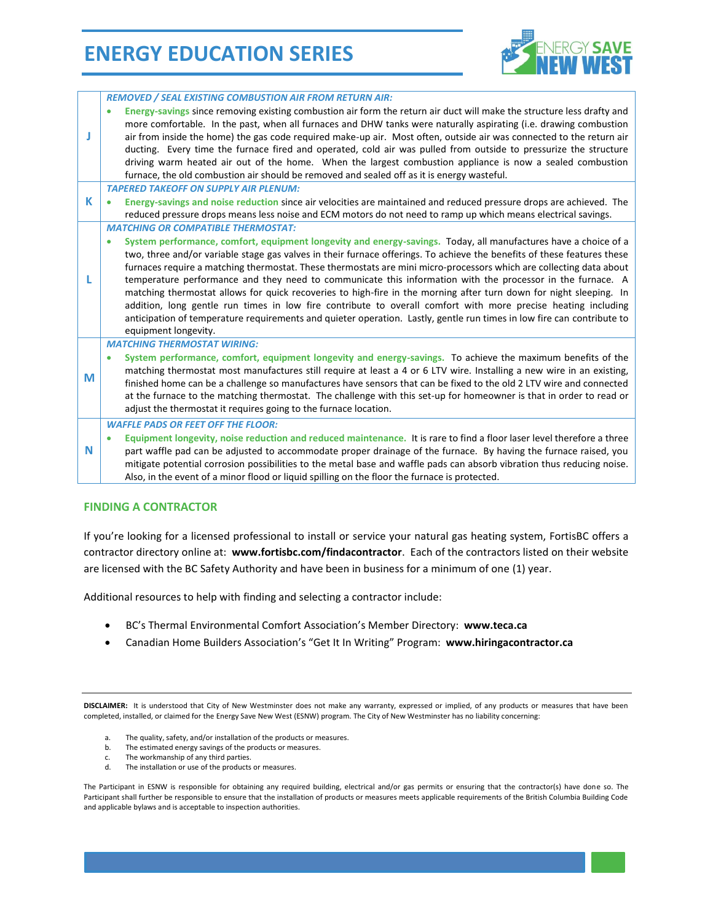| | |
|---|---|
| J | ***REMOVED / SEAL EXISTING COMBUSTION AIR FROM RETURN AIR:*** <br>• **Energy-savings** since removing existing combustion air form the return air duct will make the structure less drafty and more comfortable. In the past, when all furnaces and DHW tanks were naturally aspirating (i.e. drawing combustion air from inside the home) the gas code required make-up air. Most often, outside air was connected to the return air ducting. Every time the furnace fired and operated, cold air was pulled from outside to pressurize the structure driving warm heated air out of the home. When the largest combustion appliance is now a sealed combustion furnace, the old combustion air should be removed and sealed off as it is energy wasteful. |
| K | ***TAPERED TAKEOFF ON SUPPLY AIR PLENUM:*** <br>• **Energy-savings and noise reduction** since air velocities are maintained and reduced pressure drops are achieved. The reduced pressure drops means less noise and ECM motors do not need to ramp up which means electrical savings. |
| L | ***MATCHING OR COMPATIBLE THERMOSTAT:*** <br>• **System performance, comfort, equipment longevity and energy-savings.** Today, all manufactures have a choice of a two, three and/or variable stage gas valves in their furnace offerings. To achieve the benefits of these features these furnaces require a matching thermostat. These thermostats are mini micro-processors which are collecting data about temperature performance and they need to communicate this information with the processor in the furnace. A matching thermostat allows for quick recoveries to high-fire in the morning after turn down for night sleeping. In addition, long gentle run times in low fire contribute to overall comfort with more precise heating including anticipation of temperature requirements and quieter operation. Lastly, gentle run times in low fire can contribute to equipment longevity. |
| M | ***MATCHING THERMOSTAT WIRING:*** <br>• **System performance, comfort, equipment longevity and energy-savings.** To achieve the maximum benefits of the matching thermostat most manufactures still require at least a 4 or 6 LTV wire. Installing a new wire in an existing, finished home can be a challenge so manufactures have sensors that can be fixed to the old 2 LTV wire and connected at the furnace to the matching thermostat. The challenge with this set-up for homeowner is that in order to read or adjust the thermostat it requires going to the furnace location. |
| N | ***WAFFLE PADS OR FEET OFF THE FLOOR:*** <br>• **Equipment longevity, noise reduction and reduced maintenance.** It is rare to find a floor laser level therefore a three part waffle pad can be adjusted to accommodate proper drainage of the furnace. By having the furnace raised, you mitigate potential corrosion possibilities to the metal base and waffle pads can absorb vibration thus reducing noise. Also, in the event of a minor flood or liquid spilling on the floor the furnace is protected. |

## FINDING A CONTRACTOR

If you're looking for a licensed professional to install or service your natural gas heating system, FortisBC offers a contractor directory online at: **www.fortisbc.com/findacontractor**. Each of the contractors listed on their website are licensed with the BC Safety Authority and have been in business for a minimum of one (1) year.

Additional resources to help with finding and selecting a contractor include:

- BC's Thermal Environmental Comfort Association's Member Directory: **www.teca.ca**
- Canadian Home Builders Association's "Get It In Writing" Program: **www.hiringacontractor.ca**

---

**DISCLAIMER:** It is understood that City of New Westminster does not make any warranty, expressed or implied, of any products or measures that have been completed, installed, or claimed for the Energy Save New West (ESNW) program. The City of New Westminster has no liability concerning:

a. The quality, safety, and/or installation of the products or measures.
b. The estimated energy savings of the products or measures.
c. The workmanship of any third parties.
d. The installation or use of the products or measures.

The Participant in ESNW is responsible for obtaining any required building, electrical and/or gas permits or ensuring that the contractor(s) have done so. The Participant shall further be responsible to ensure that the installation of products or measures meets applicable requirements of the British Columbia Building Code and applicable bylaws and is acceptable to inspection authorities.